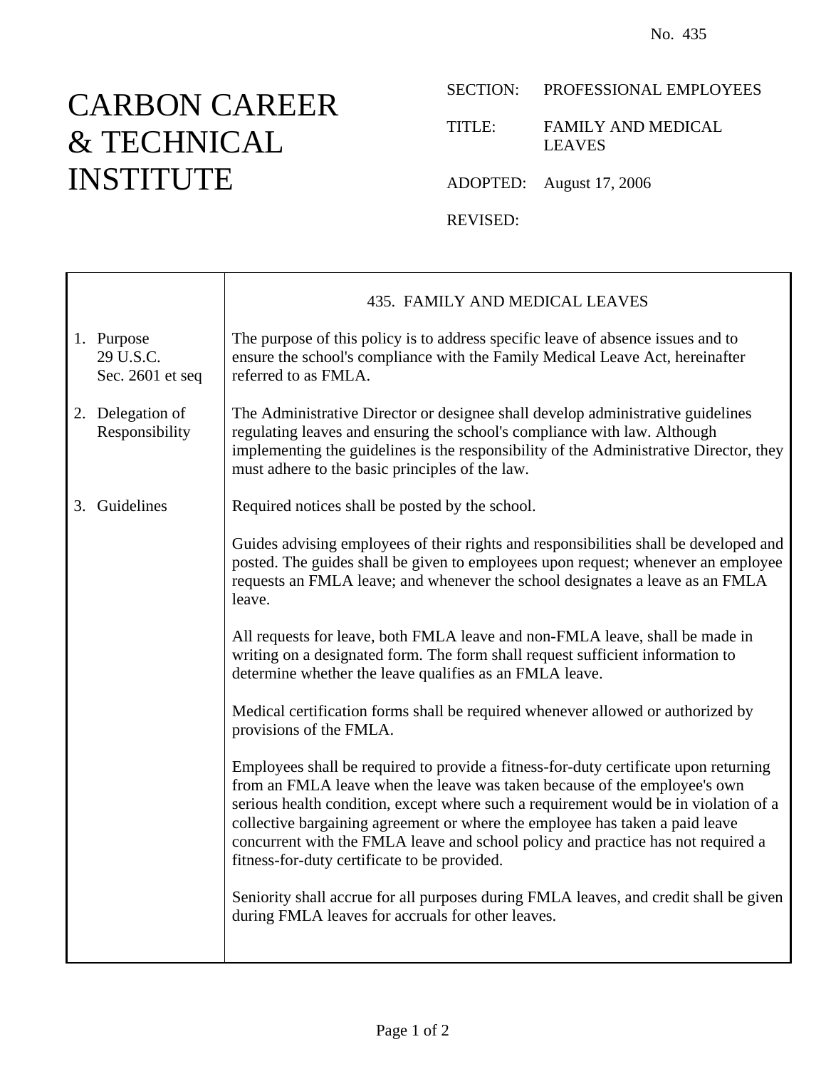No. 435

# CARBON CAREER & TECHNICAL INSTITUTE

SECTION: PROFESSIONAL EMPLOYEES

TITLE: FAMILY AND MEDICAL LEAVES

ADOPTED: August 17, 2006

REVISED:

## 435. FAMILY AND MEDICAL LEAVES

**1. Purpose**
29 U.S.C. Sec. 2601 et seq

The purpose of this policy is to address specific leave of absence issues and to ensure the school's compliance with the Family Medical Leave Act, hereinafter referred to as FMLA.

**2. Delegation of Responsibility**

The Administrative Director or designee shall develop administrative guidelines regulating leaves and ensuring the school's compliance with law. Although implementing the guidelines is the responsibility of the Administrative Director, they must adhere to the basic principles of the law.

**3. Guidelines**

Required notices shall be posted by the school.

Guides advising employees of their rights and responsibilities shall be developed and posted. The guides shall be given to employees upon request; whenever an employee requests an FMLA leave; and whenever the school designates a leave as an FMLA leave.

All requests for leave, both FMLA leave and non-FMLA leave, shall be made in writing on a designated form. The form shall request sufficient information to determine whether the leave qualifies as an FMLA leave.

Medical certification forms shall be required whenever allowed or authorized by provisions of the FMLA.

Employees shall be required to provide a fitness-for-duty certificate upon returning from an FMLA leave when the leave was taken because of the employee's own serious health condition, except where such a requirement would be in violation of a collective bargaining agreement or where the employee has taken a paid leave concurrent with the FMLA leave and school policy and practice has not required a fitness-for-duty certificate to be provided.

Seniority shall accrue for all purposes during FMLA leaves, and credit shall be given during FMLA leaves for accruals for other leaves.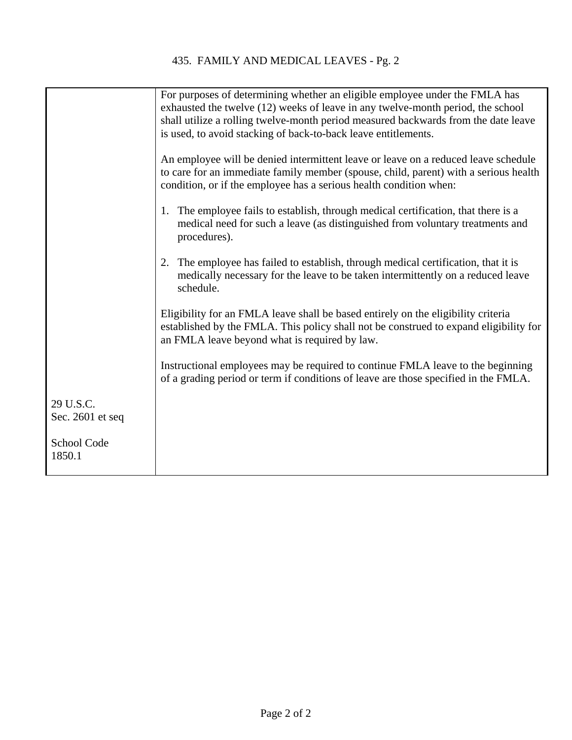For purposes of determining whether an eligible employee under the FMLA has exhausted the twelve (12) weeks of leave in any twelve-month period, the school shall utilize a rolling twelve-month period measured backwards from the date leave is used, to avoid stacking of back-to-back leave entitlements.

An employee will be denied intermittent leave or leave on a reduced leave schedule to care for an immediate family member (spouse, child, parent) with a serious health condition, or if the employee has a serious health condition when:

1. The employee fails to establish, through medical certification, that there is a medical need for such a leave (as distinguished from voluntary treatments and procedures).

2. The employee has failed to establish, through medical certification, that it is medically necessary for the leave to be taken intermittently on a reduced leave schedule.

Eligibility for an FMLA leave shall be based entirely on the eligibility criteria established by the FMLA. This policy shall not be construed to expand eligibility for an FMLA leave beyond what is required by law.

Instructional employees may be required to continue FMLA leave to the beginning of a grading period or term if conditions of leave are those specified in the FMLA.

29 U.S.C.
Sec. 2601 et seq

School Code
1850.1